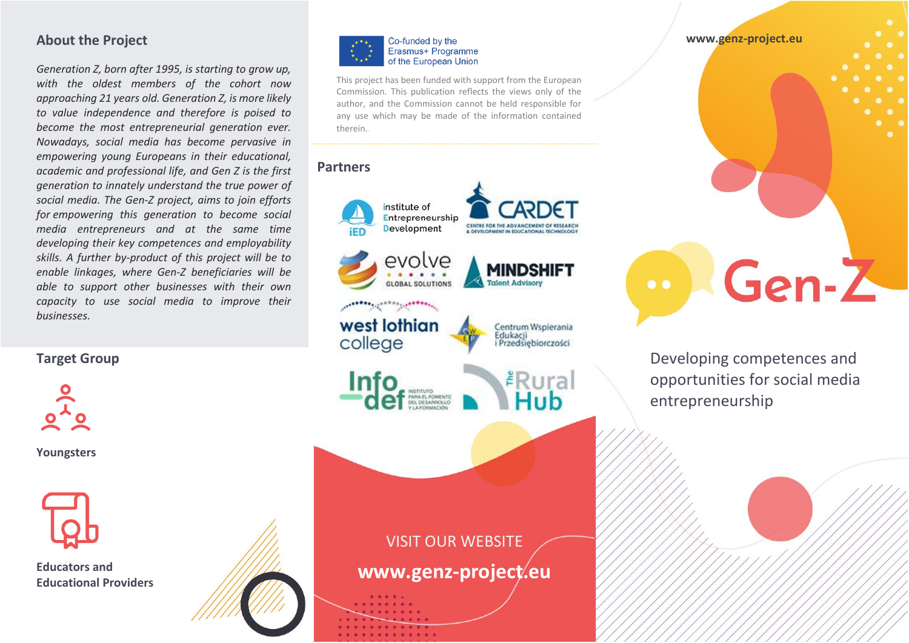## About the Project

*Generation Z, born after 1995, is starting to grow up, with the oldest members of the cohort now approaching 21 years old. Generation Z, is more likely to value independence and therefore is poised to become the most entrepreneurial generation ever. Nowadays, social media has become pervasive in empowering young Europeans in their educational, academic and professional life, and Gen Z is the first generation to innately understand the true power of social media. The Gen-Z project, aims to join efforts for empowering this generation to become social media entrepreneurs and at the same time developing their key competences and employability skills. A further by-product of this project will be to enable linkages, where Gen-Z beneficiaries will be able to support other businesses with their own capacity to use social media to improve their businesses.*

## Target Group

**Youngsters**

**Educators and Educational Providers**

Co-funded by the Erasmus+ Programme of the European Union

This project has been funded with support from the European Commission. This publication reflects the views only of the author, and the Commission cannot be held responsible for any use which may be made of the information contained therein.

## Partners

- Institute of Entrepreneurship Development (iED)
- CARDET – Centre for the Advancement of Research & Development in Educational Technology
- evolve Global Solutions
- MINDSHIFT Talent Advisory
- west lothian college
- Centrum Wspierania Edukacji i Przedsiębiorczości
- Infodef – Instituto para el Fomento del Desarrollo y la Formación
- The Rural Hub

VISIT OUR WEBSITE

**www.genz-project.eu**

**www.genz-project.eu**

# Gen-Z

Developing competences and opportunities for social media entrepreneurship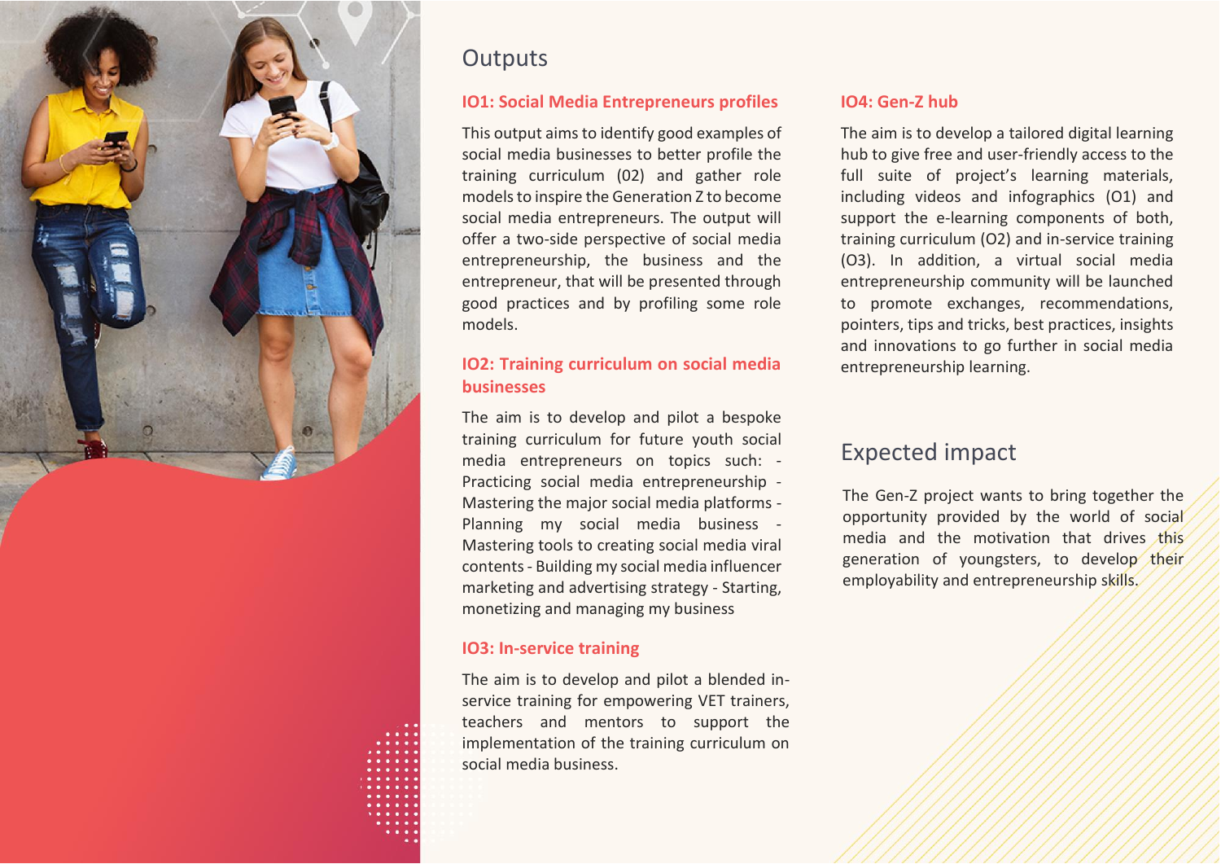## Outputs

### IO1: Social Media Entrepreneurs profiles

This output aims to identify good examples of social media businesses to better profile the training curriculum (02) and gather role models to inspire the Generation Z to become social media entrepreneurs. The output will offer a two-side perspective of social media entrepreneurship, the business and the entrepreneur, that will be presented through good practices and by profiling some role models.

### IO2: Training curriculum on social media businesses

The aim is to develop and pilot a bespoke training curriculum for future youth social media entrepreneurs on topics such: - Practicing social media entrepreneurship - Mastering the major social media platforms - Planning my social media business - Mastering tools to creating social media viral contents - Building my social media influencer marketing and advertising strategy - Starting, monetizing and managing my business

### IO3: In-service training

The aim is to develop and pilot a blended in-service training for empowering VET trainers, teachers and mentors to support the implementation of the training curriculum on social media business.

### IO4: Gen-Z hub

The aim is to develop a tailored digital learning hub to give free and user-friendly access to the full suite of project's learning materials, including videos and infographics (O1) and support the e-learning components of both, training curriculum (O2) and in-service training (O3). In addition, a virtual social media entrepreneurship community will be launched to promote exchanges, recommendations, pointers, tips and tricks, best practices, insights and innovations to go further in social media entrepreneurship learning.

## Expected impact

The Gen-Z project wants to bring together the opportunity provided by the world of social media and the motivation that drives this generation of youngsters, to develop their employability and entrepreneurship skills.